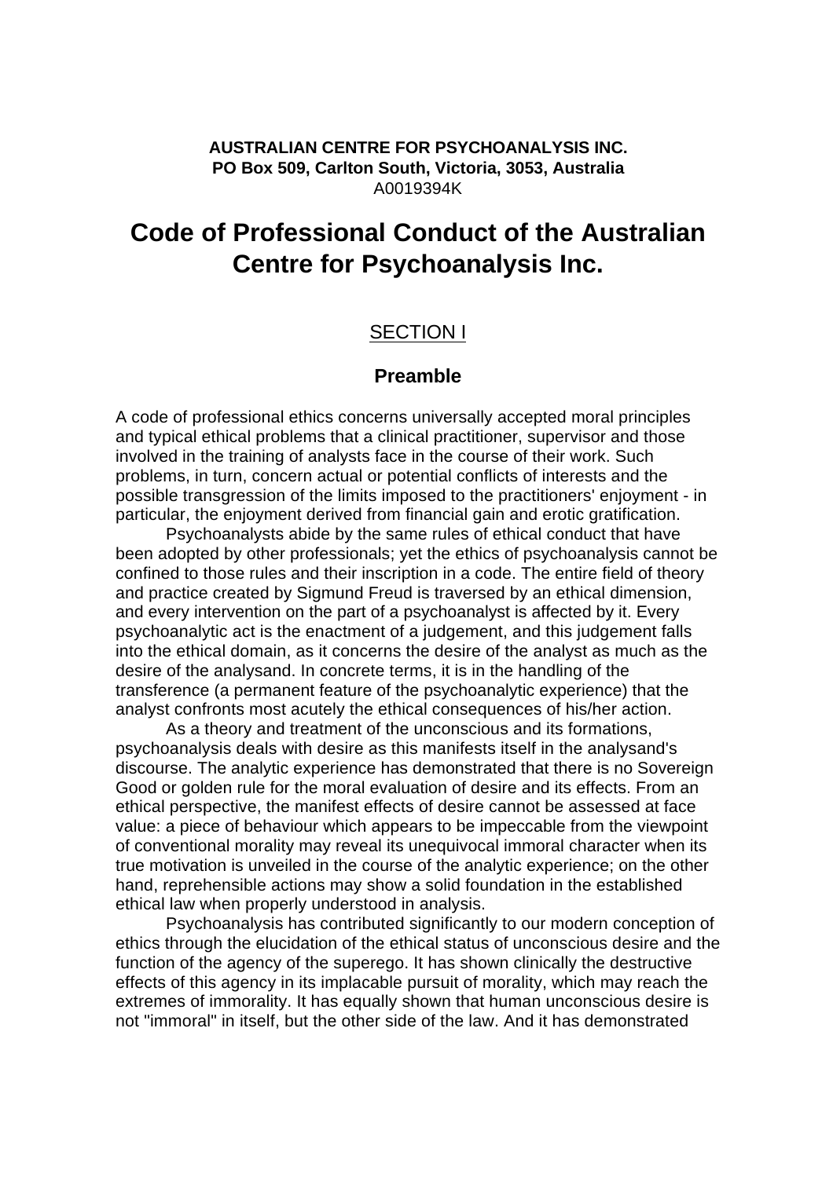**AUSTRALIAN CENTRE FOR PSYCHOANALYSIS INC.**
**PO Box 509, Carlton South, Victoria, 3053, Australia**
A0019394K

# Code of Professional Conduct of the Australian Centre for Psychoanalysis Inc.

## SECTION I

### Preamble

A code of professional ethics concerns universally accepted moral principles and typical ethical problems that a clinical practitioner, supervisor and those involved in the training of analysts face in the course of their work. Such problems, in turn, concern actual or potential conflicts of interests and the possible transgression of the limits imposed to the practitioners' enjoyment - in particular, the enjoyment derived from financial gain and erotic gratification.

Psychoanalysts abide by the same rules of ethical conduct that have been adopted by other professionals; yet the ethics of psychoanalysis cannot be confined to those rules and their inscription in a code. The entire field of theory and practice created by Sigmund Freud is traversed by an ethical dimension, and every intervention on the part of a psychoanalyst is affected by it. Every psychoanalytic act is the enactment of a judgement, and this judgement falls into the ethical domain, as it concerns the desire of the analyst as much as the desire of the analysand. In concrete terms, it is in the handling of the transference (a permanent feature of the psychoanalytic experience) that the analyst confronts most acutely the ethical consequences of his/her action.

As a theory and treatment of the unconscious and its formations, psychoanalysis deals with desire as this manifests itself in the analysand's discourse. The analytic experience has demonstrated that there is no Sovereign Good or golden rule for the moral evaluation of desire and its effects. From an ethical perspective, the manifest effects of desire cannot be assessed at face value: a piece of behaviour which appears to be impeccable from the viewpoint of conventional morality may reveal its unequivocal immoral character when its true motivation is unveiled in the course of the analytic experience; on the other hand, reprehensible actions may show a solid foundation in the established ethical law when properly understood in analysis.

Psychoanalysis has contributed significantly to our modern conception of ethics through the elucidation of the ethical status of unconscious desire and the function of the agency of the superego. It has shown clinically the destructive effects of this agency in its implacable pursuit of morality, which may reach the extremes of immorality. It has equally shown that human unconscious desire is not "immoral" in itself, but the other side of the law. And it has demonstrated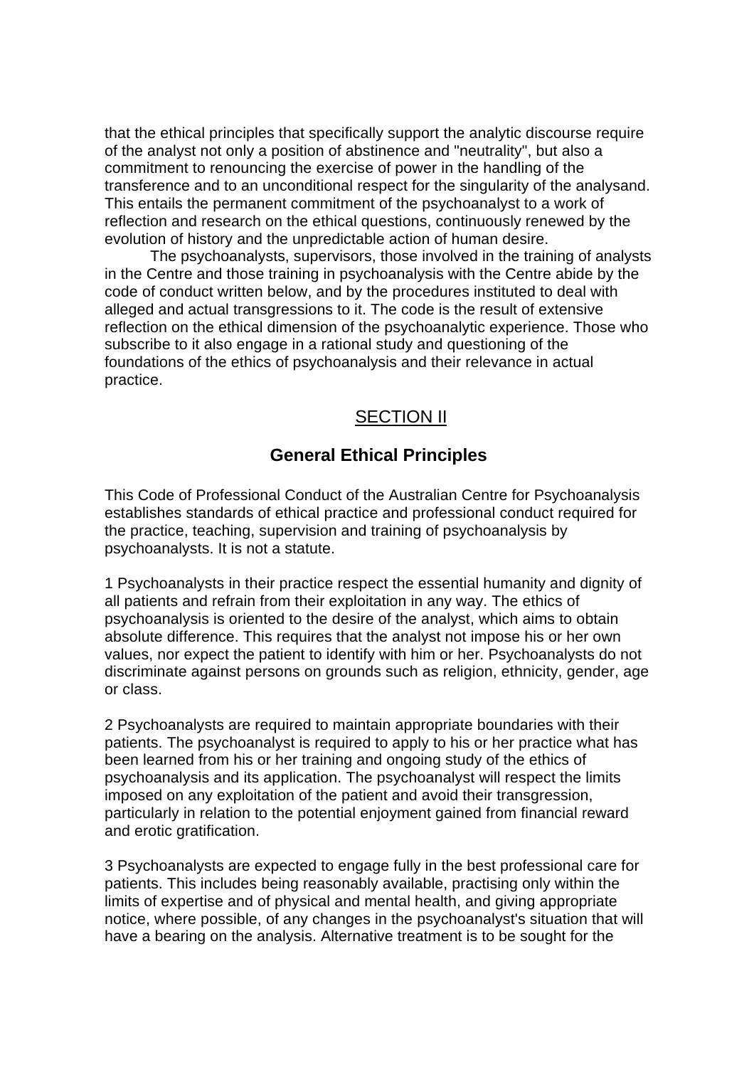that the ethical principles that specifically support the analytic discourse require of the analyst not only a position of abstinence and "neutrality", but also a commitment to renouncing the exercise of power in the handling of the transference and to an unconditional respect for the singularity of the analysand. This entails the permanent commitment of the psychoanalyst to a work of reflection and research on the ethical questions, continuously renewed by the evolution of history and the unpredictable action of human desire.

The psychoanalysts, supervisors, those involved in the training of analysts in the Centre and those training in psychoanalysis with the Centre abide by the code of conduct written below, and by the procedures instituted to deal with alleged and actual transgressions to it. The code is the result of extensive reflection on the ethical dimension of the psychoanalytic experience. Those who subscribe to it also engage in a rational study and questioning of the foundations of the ethics of psychoanalysis and their relevance in actual practice.

## SECTION II

## General Ethical Principles

This Code of Professional Conduct of the Australian Centre for Psychoanalysis establishes standards of ethical practice and professional conduct required for the practice, teaching, supervision and training of psychoanalysis by psychoanalysts. It is not a statute.

1 Psychoanalysts in their practice respect the essential humanity and dignity of all patients and refrain from their exploitation in any way. The ethics of psychoanalysis is oriented to the desire of the analyst, which aims to obtain absolute difference. This requires that the analyst not impose his or her own values, nor expect the patient to identify with him or her. Psychoanalysts do not discriminate against persons on grounds such as religion, ethnicity, gender, age or class.

2 Psychoanalysts are required to maintain appropriate boundaries with their patients. The psychoanalyst is required to apply to his or her practice what has been learned from his or her training and ongoing study of the ethics of psychoanalysis and its application. The psychoanalyst will respect the limits imposed on any exploitation of the patient and avoid their transgression, particularly in relation to the potential enjoyment gained from financial reward and erotic gratification.

3 Psychoanalysts are expected to engage fully in the best professional care for patients. This includes being reasonably available, practising only within the limits of expertise and of physical and mental health, and giving appropriate notice, where possible, of any changes in the psychoanalyst's situation that will have a bearing on the analysis. Alternative treatment is to be sought for the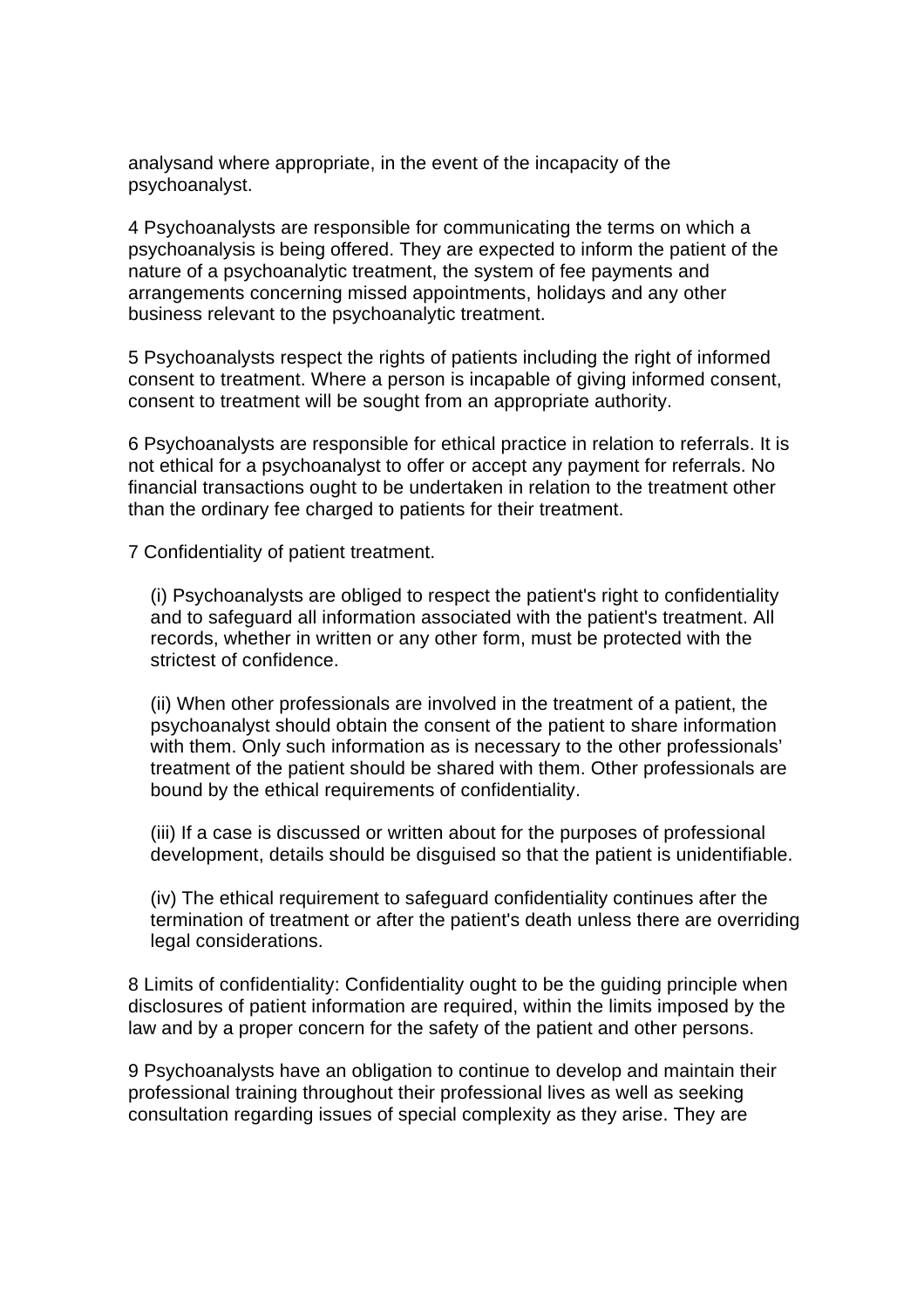analysand where appropriate, in the event of the incapacity of the psychoanalyst.

4 Psychoanalysts are responsible for communicating the terms on which a psychoanalysis is being offered. They are expected to inform the patient of the nature of a psychoanalytic treatment, the system of fee payments and arrangements concerning missed appointments, holidays and any other business relevant to the psychoanalytic treatment.

5 Psychoanalysts respect the rights of patients including the right of informed consent to treatment. Where a person is incapable of giving informed consent, consent to treatment will be sought from an appropriate authority.

6 Psychoanalysts are responsible for ethical practice in relation to referrals. It is not ethical for a psychoanalyst to offer or accept any payment for referrals. No financial transactions ought to be undertaken in relation to the treatment other than the ordinary fee charged to patients for their treatment.

7 Confidentiality of patient treatment.

> (i) Psychoanalysts are obliged to respect the patient's right to confidentiality and to safeguard all information associated with the patient's treatment. All records, whether in written or any other form, must be protected with the strictest of confidence.
>
> (ii) When other professionals are involved in the treatment of a patient, the psychoanalyst should obtain the consent of the patient to share information with them. Only such information as is necessary to the other professionals' treatment of the patient should be shared with them. Other professionals are bound by the ethical requirements of confidentiality.
>
> (iii) If a case is discussed or written about for the purposes of professional development, details should be disguised so that the patient is unidentifiable.
>
> (iv) The ethical requirement to safeguard confidentiality continues after the termination of treatment or after the patient's death unless there are overriding legal considerations.

8 Limits of confidentiality: Confidentiality ought to be the guiding principle when disclosures of patient information are required, within the limits imposed by the law and by a proper concern for the safety of the patient and other persons.

9 Psychoanalysts have an obligation to continue to develop and maintain their professional training throughout their professional lives as well as seeking consultation regarding issues of special complexity as they arise. They are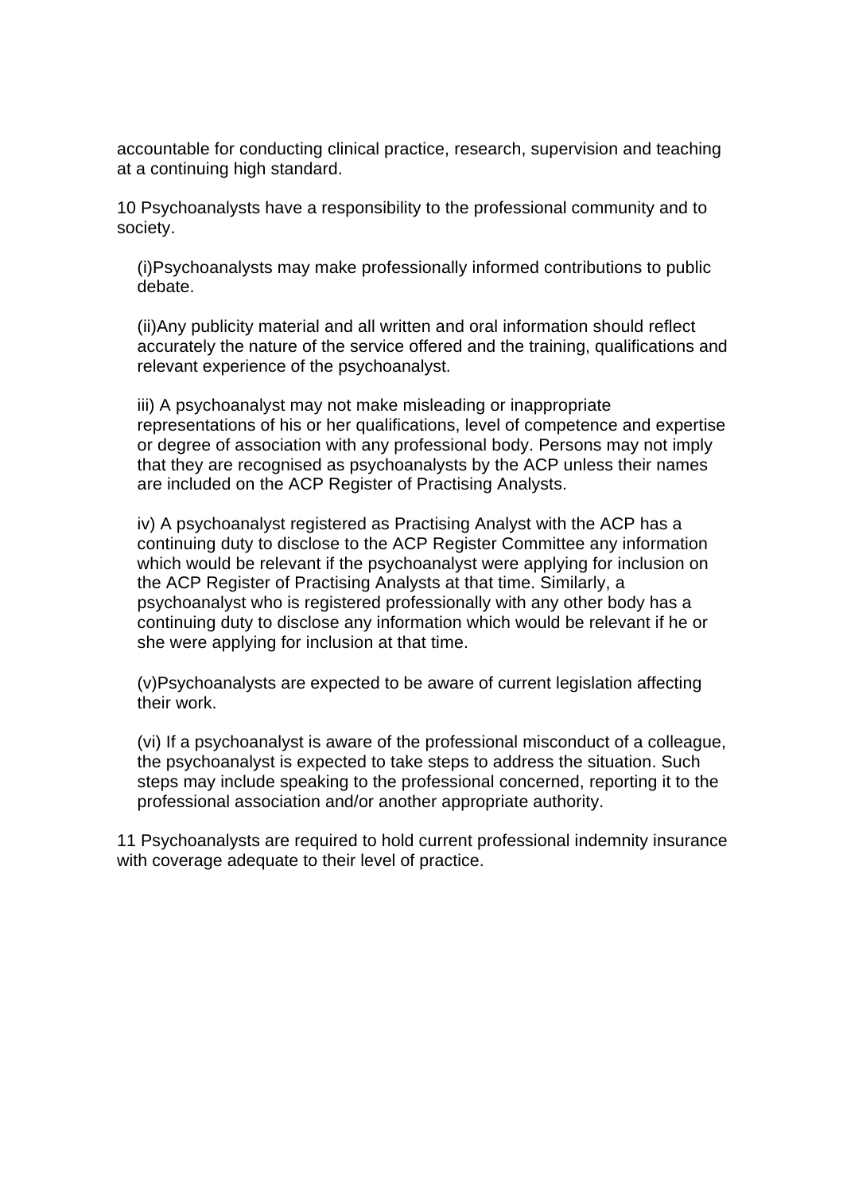accountable for conducting clinical practice, research, supervision and teaching at a continuing high standard.

10 Psychoanalysts have a responsibility to the professional community and to society.

(i)Psychoanalysts may make professionally informed contributions to public debate.

(ii)Any publicity material and all written and oral information should reflect accurately the nature of the service offered and the training, qualifications and relevant experience of the psychoanalyst.

iii) A psychoanalyst may not make misleading or inappropriate representations of his or her qualifications, level of competence and expertise or degree of association with any professional body. Persons may not imply that they are recognised as psychoanalysts by the ACP unless their names are included on the ACP Register of Practising Analysts.

iv) A psychoanalyst registered as Practising Analyst with the ACP has a continuing duty to disclose to the ACP Register Committee any information which would be relevant if the psychoanalyst were applying for inclusion on the ACP Register of Practising Analysts at that time. Similarly, a psychoanalyst who is registered professionally with any other body has a continuing duty to disclose any information which would be relevant if he or she were applying for inclusion at that time.

(v)Psychoanalysts are expected to be aware of current legislation affecting their work.

(vi) If a psychoanalyst is aware of the professional misconduct of a colleague, the psychoanalyst is expected to take steps to address the situation. Such steps may include speaking to the professional concerned, reporting it to the professional association and/or another appropriate authority.

11 Psychoanalysts are required to hold current professional indemnity insurance with coverage adequate to their level of practice.